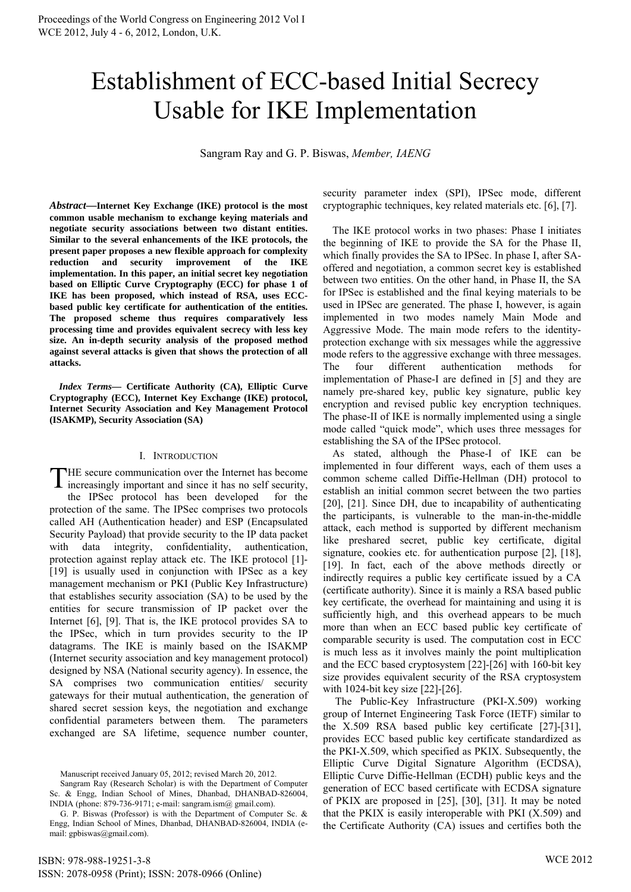# Establishment of ECC-based Initial Secrecy Usable for IKE Implementation

Sangram Ray and G. P. Biswas, *Member, IAENG*

***Abstract*—Internet Key Exchange (IKE) protocol is the most common usable mechanism to exchange keying materials and negotiate security associations between two distant entities. Similar to the several enhancements of the IKE protocols, the present paper proposes a new flexible approach for complexity reduction and security improvement of the IKE implementation. In this paper, an initial secret key negotiation based on Elliptic Curve Cryptography (ECC) for phase 1 of IKE has been proposed, which instead of RSA, uses ECC-based public key certificate for authentication of the entities. The proposed scheme thus requires comparatively less processing time and provides equivalent secrecy with less key size. An in-depth security analysis of the proposed method against several attacks is given that shows the protection of all attacks.**

***Index Terms*— Certificate Authority (CA), Elliptic Curve Cryptography (ECC), Internet Key Exchange (IKE) protocol, Internet Security Association and Key Management Protocol (ISAKMP), Security Association (SA)**

## I. Introduction

THE secure communication over the Internet has become increasingly important and since it has no self security, the IPSec protocol has been developed for the protection of the same. The IPSec comprises two protocols called AH (Authentication header) and ESP (Encapsulated Security Payload) that provide security to the IP data packet with data integrity, confidentiality, authentication, protection against replay attack etc. The IKE protocol [1]-[19] is usually used in conjunction with IPSec as a key management mechanism or PKI (Public Key Infrastructure) that establishes security association (SA) to be used by the entities for secure transmission of IP packet over the Internet [6], [9]. That is, the IKE protocol provides SA to the IPSec, which in turn provides security to the IP datagrams. The IKE is mainly based on the ISAKMP (Internet security association and key management protocol) designed by NSA (National security agency). In essence, the SA comprises two communication entities/ security gateways for their mutual authentication, the generation of shared secret session keys, the negotiation and exchange confidential parameters between them. The parameters exchanged are SA lifetime, sequence number counter, security parameter index (SPI), IPSec mode, different cryptographic techniques, key related materials etc. [6], [7].

The IKE protocol works in two phases: Phase I initiates the beginning of IKE to provide the SA for the Phase II, which finally provides the SA to IPSec. In phase I, after SA-offered and negotiation, a common secret key is established between two entities. On the other hand, in Phase II, the SA for IPSec is established and the final keying materials to be used in IPSec are generated. The phase I, however, is again implemented in two modes namely Main Mode and Aggressive Mode. The main mode refers to the identity-protection exchange with six messages while the aggressive mode refers to the aggressive exchange with three messages. The four different authentication methods for implementation of Phase-I are defined in [5] and they are namely pre-shared key, public key signature, public key encryption and revised public key encryption techniques. The phase-II of IKE is normally implemented using a single mode called "quick mode", which uses three messages for establishing the SA of the IPSec protocol.

As stated, although the Phase-I of IKE can be implemented in four different ways, each of them uses a common scheme called Diffie-Hellman (DH) protocol to establish an initial common secret between the two parties [20], [21]. Since DH, due to incapability of authenticating the participants, is vulnerable to the man-in-the-middle attack, each method is supported by different mechanism like preshared secret, public key certificate, digital signature, cookies etc. for authentication purpose [2], [18], [19]. In fact, each of the above methods directly or indirectly requires a public key certificate issued by a CA (certificate authority). Since it is mainly a RSA based public key certificate, the overhead for maintaining and using it is sufficiently high, and this overhead appears to be much more than when an ECC based public key certificate of comparable security is used. The computation cost in ECC is much less as it involves mainly the point multiplication and the ECC based cryptosystem [22]-[26] with 160-bit key size provides equivalent security of the RSA cryptosystem with 1024-bit key size [22]-[26].

The Public-Key Infrastructure (PKI-X.509) working group of Internet Engineering Task Force (IETF) similar to the X.509 RSA based public key certificate [27]-[31], provides ECC based public key certificate standardized as the PKI-X.509, which specified as PKIX. Subsequently, the Elliptic Curve Digital Signature Algorithm (ECDSA), Elliptic Curve Diffie-Hellman (ECDH) public keys and the generation of ECC based certificate with ECDSA signature of PKIX are proposed in [25], [30], [31]. It may be noted that the PKIX is easily interoperable with PKI (X.509) and the Certificate Authority (CA) issues and certifies both the

Manuscript received January 05, 2012; revised March 20, 2012.

Sangram Ray (Research Scholar) is with the Department of Computer Sc. & Engg, Indian School of Mines, Dhanbad, DHANBAD-826004, INDIA (phone: 879-736-9171; e-mail: sangram.ism@ gmail.com).

G. P. Biswas (Professor) is with the Department of Computer Sc. & Engg, Indian School of Mines, Dhanbad, DHANBAD-826004, INDIA (e-mail: gpbiswas@gmail.com).

ISBN: 978-988-19251-3-8
ISSN: 2078-0958 (Print); ISSN: 2078-0966 (Online)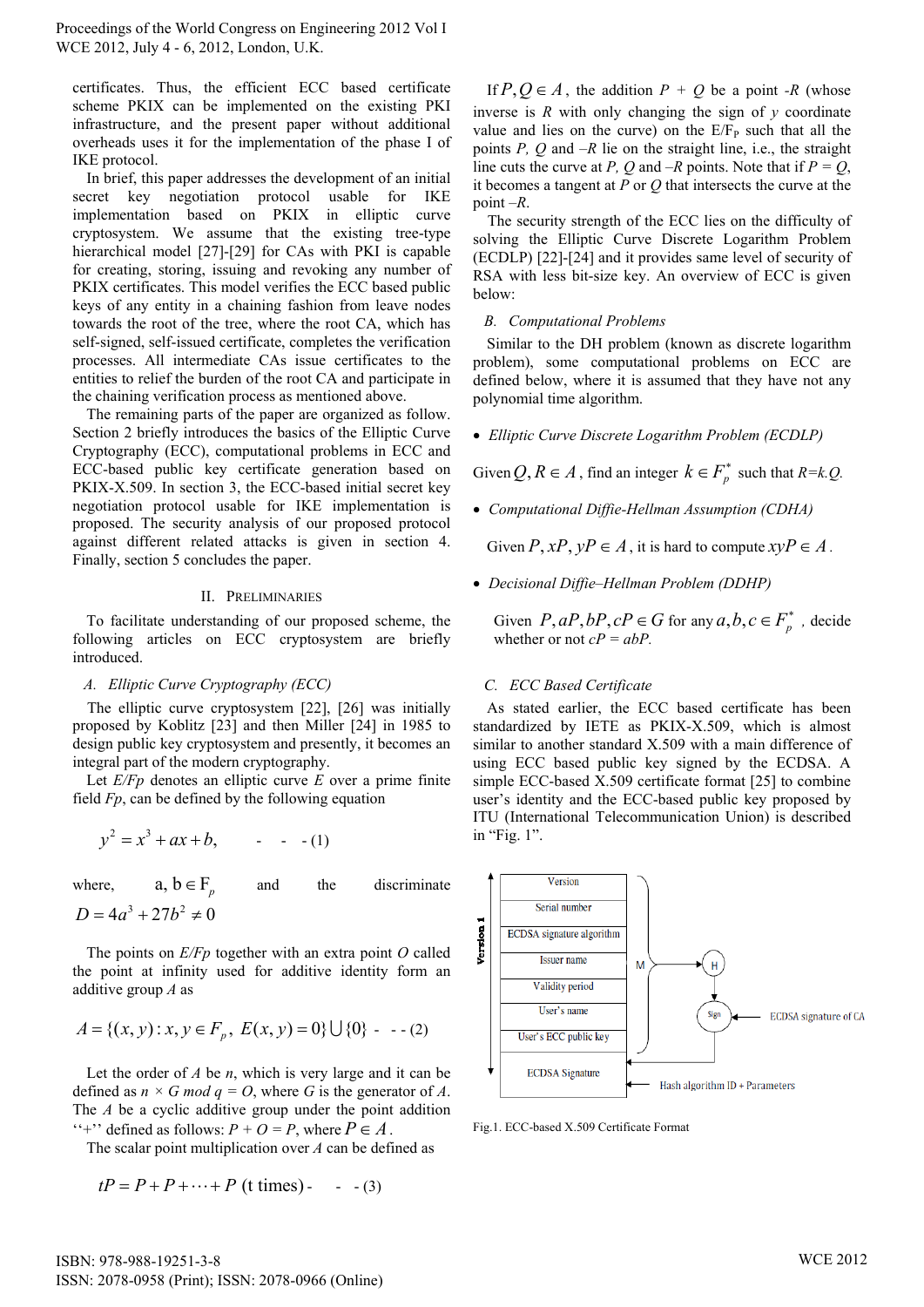certificates. Thus, the efficient ECC based certificate scheme PKIX can be implemented on the existing PKI infrastructure, and the present paper without additional overheads uses it for the implementation of the phase I of IKE protocol.

In brief, this paper addresses the development of an initial secret key negotiation protocol usable for IKE implementation based on PKIX in elliptic curve cryptosystem. We assume that the existing tree-type hierarchical model [27]-[29] for CAs with PKI is capable for creating, storing, issuing and revoking any number of PKIX certificates. This model verifies the ECC based public keys of any entity in a chaining fashion from leave nodes towards the root of the tree, where the root CA, which has self-signed, self-issued certificate, completes the verification processes. All intermediate CAs issue certificates to the entities to relief the burden of the root CA and participate in the chaining verification process as mentioned above.

The remaining parts of the paper are organized as follow. Section 2 briefly introduces the basics of the Elliptic Curve Cryptography (ECC), computational problems in ECC and ECC-based public key certificate generation based on PKIX-X.509. In section 3, the ECC-based initial secret key negotiation protocol usable for IKE implementation is proposed. The security analysis of our proposed protocol against different related attacks is given in section 4. Finally, section 5 concludes the paper.

## II. Preliminaries

To facilitate understanding of our proposed scheme, the following articles on ECC cryptosystem are briefly introduced.

### A. Elliptic Curve Cryptography (ECC)

The elliptic curve cryptosystem [22], [26] was initially proposed by Koblitz [23] and then Miller [24] in 1985 to design public key cryptosystem and presently, it becomes an integral part of the modern cryptography.

Let *E/Fp* denotes an elliptic curve *E* over a prime finite field *Fp*, can be defined by the following equation

$$y^2 = x^3 + ax + b, \qquad - \; - \; - (1)$$

where, $a, b \in F_p$ and the discriminate $D = 4a^3 + 27b^2 \neq 0$

The points on *E/Fp* together with an extra point *O* called the point at infinity used for additive identity form an additive group *A* as

$$A = \{(x, y) : x, y \in F_p,\ E(x, y) = 0\} \cup \{0\} \;\; - \; - (2)$$

Let the order of *A* be *n*, which is very large and it can be defined as $n \times G \bmod q = O$, where *G* is the generator of *A*. The *A* be a cyclic additive group under the point addition "+" defined as follows: $P + O = P$, where $P \in A$.

The scalar point multiplication over *A* can be defined as

$$tP = P + P + \cdots + P \text{ (t times)} \; - \;\; - \; - (3)$$

If $P, Q \in A$, the addition $P + Q$ be a point $-R$ (whose inverse is *R* with only changing the sign of *y* coordinate value and lies on the curve) on the $E/F_P$ such that all the points *P, Q* and *–R* lie on the straight line, i.e., the straight line cuts the curve at *P, Q* and *–R* points. Note that if $P = Q$, it becomes a tangent at *P* or *Q* that intersects the curve at the point *–R*.

The security strength of the ECC lies on the difficulty of solving the Elliptic Curve Discrete Logarithm Problem (ECDLP) [22]-[24] and it provides same level of security of RSA with less bit-size key. An overview of ECC is given below:

### B. Computational Problems

Similar to the DH problem (known as discrete logarithm problem), some computational problems on ECC are defined below, where it is assumed that they have not any polynomial time algorithm.

- *Elliptic Curve Discrete Logarithm Problem (ECDLP)*

Given $Q, R \in A$, find an integer $k \in F_p^*$ such that $R = k.Q$.

- *Computational Diffie-Hellman Assumption (CDHA)*

Given $P, xP, yP \in A$, it is hard to compute $xyP \in A$.

- *Decisional Diffie–Hellman Problem (DDHP)*

Given $P, aP, bP, cP \in G$ for any $a, b, c \in F_p^*$, decide whether or not $cP = abP$.

### C. ECC Based Certificate

As stated earlier, the ECC based certificate has been standardized by IETE as PKIX-X.509, which is almost similar to another standard X.509 with a main difference of using ECC based public key signed by the ECDSA. A simple ECC-based X.509 certificate format [25] to combine user's identity and the ECC-based public key proposed by ITU (International Telecommunication Union) is described in "Fig. 1".

Fig.1. ECC-based X.509 Certificate Format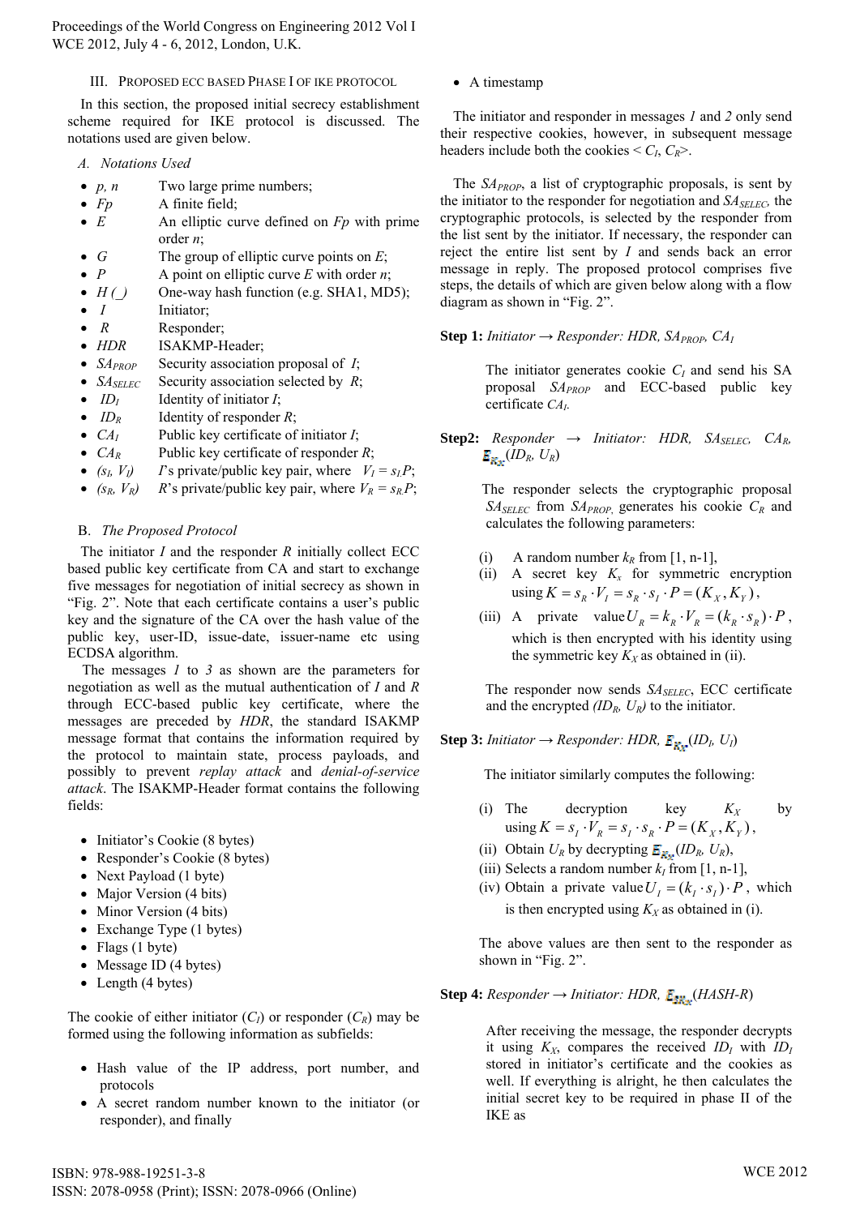### III. Proposed ECC based Phase I of IKE protocol

In this section, the proposed initial secrecy establishment scheme required for IKE protocol is discussed. The notations used are given below.

#### A. Notations Used

- $p$, $n$ Two large prime numbers;
- $Fp$ A finite field;
- $E$ An elliptic curve defined on $Fp$ with prime order $n$;
- $G$ The group of elliptic curve points on $E$;
- $P$ A point on elliptic curve $E$ with order $n$;
- $H(\_)$ One-way hash function (e.g. SHA1, MD5);
- $I$ Initiator;
- $R$ Responder;
- $HDR$ ISAKMP-Header;
- $SA_{PROP}$ Security association proposal of $I$;
- $SA_{SELEC}$ Security association selected by $R$;
- $ID_I$ Identity of initiator $I$;
- $ID_R$ Identity of responder $R$;
- $CA_I$ Public key certificate of initiator $I$;
- $CA_R$ Public key certificate of responder $R$;
- $(s_I, V_I)$ $I$'s private/public key pair, where $V_I = s_I P$;
- $(s_R, V_R)$ $R$'s private/public key pair, where $V_R = s_R P$;

#### B. The Proposed Protocol

The initiator $I$ and the responder $R$ initially collect ECC based public key certificate from CA and start to exchange five messages for negotiation of initial secrecy as shown in "Fig. 2". Note that each certificate contains a user's public key and the signature of the CA over the hash value of the public key, user-ID, issue-date, issuer-name etc using ECDSA algorithm.

The messages *1* to *3* as shown are the parameters for negotiation as well as the mutual authentication of $I$ and $R$ through ECC-based public key certificate, where the messages are preceded by *HDR*, the standard ISAKMP message format that contains the information required by the protocol to maintain state, process payloads, and possibly to prevent *replay attack* and *denial-of-service attack*. The ISAKMP-Header format contains the following fields:

- Initiator's Cookie (8 bytes)
- Responder's Cookie (8 bytes)
- Next Payload (1 byte)
- Major Version (4 bits)
- Minor Version (4 bits)
- Exchange Type (1 bytes)
- Flags (1 byte)
- Message ID (4 bytes)
- Length (4 bytes)

The cookie of either initiator ($C_I$) or responder ($C_R$) may be formed using the following information as subfields:

- Hash value of the IP address, port number, and protocols
- A secret random number known to the initiator (or responder), and finally
- A timestamp

The initiator and responder in messages *1* and *2* only send their respective cookies, however, in subsequent message headers include both the cookies < $C_I$, $C_R$>.

The $SA_{PROP}$, a list of cryptographic proposals, is sent by the initiator to the responder for negotiation and $SA_{SELEC}$, the cryptographic protocols, is selected by the responder from the list sent by the initiator. If necessary, the responder can reject the entire list sent by $I$ and sends back an error message in reply. The proposed protocol comprises five steps, the details of which are given below along with a flow diagram as shown in "Fig. 2".

**Step 1:** *Initiator → Responder: HDR,* $SA_{PROP}$, $CA_I$

The initiator generates cookie $C_I$ and send his SA proposal $SA_{PROP}$ and ECC-based public key certificate $CA_I$.

**Step2:** *Responder → Initiator: HDR,* $SA_{SELEC}$, $CA_R$, $E_{K_X}(ID_R, U_R)$

The responder selects the cryptographic proposal $SA_{SELEC}$ from $SA_{PROP}$, generates his cookie $C_R$ and calculates the following parameters:

(i) A random number $k_R$ from [1, n-1],

(ii) A secret key $K_x$ for symmetric encryption using $K = s_R \cdot V_I = s_R \cdot s_I \cdot P = (K_X, K_Y)$,

(iii) A private value $U_R = k_R \cdot V_R = (k_R \cdot s_R) \cdot P$, which is then encrypted with his identity using the symmetric key $K_X$ as obtained in (ii).

The responder now sends $SA_{SELEC}$, ECC certificate and the encrypted $(ID_R, U_R)$ to the initiator.

**Step 3:** *Initiator → Responder: HDR,* $E_{K_X}(ID_I, U_I)$

The initiator similarly computes the following:

(i) The decryption key $K_X$ by using $K = s_I \cdot V_R = s_I \cdot s_R \cdot P = (K_X, K_Y)$,

(ii) Obtain $U_R$ by decrypting $E_{K_X}(ID_R, U_R)$,

(iii) Selects a random number $k_I$ from [1, n-1],

(iv) Obtain a private value $U_I = (k_I \cdot s_I) \cdot P$, which is then encrypted using $K_X$ as obtained in (i).

The above values are then sent to the responder as shown in "Fig. 2".

**Step 4:** *Responder → Initiator: HDR,* $E_{SK_X}(HASH\text{-}R)$

After receiving the message, the responder decrypts it using $K_X$, compares the received $ID_I$ with $ID_I$ stored in initiator's certificate and the cookies as well. If everything is alright, he then calculates the initial secret key to be required in phase II of the IKE as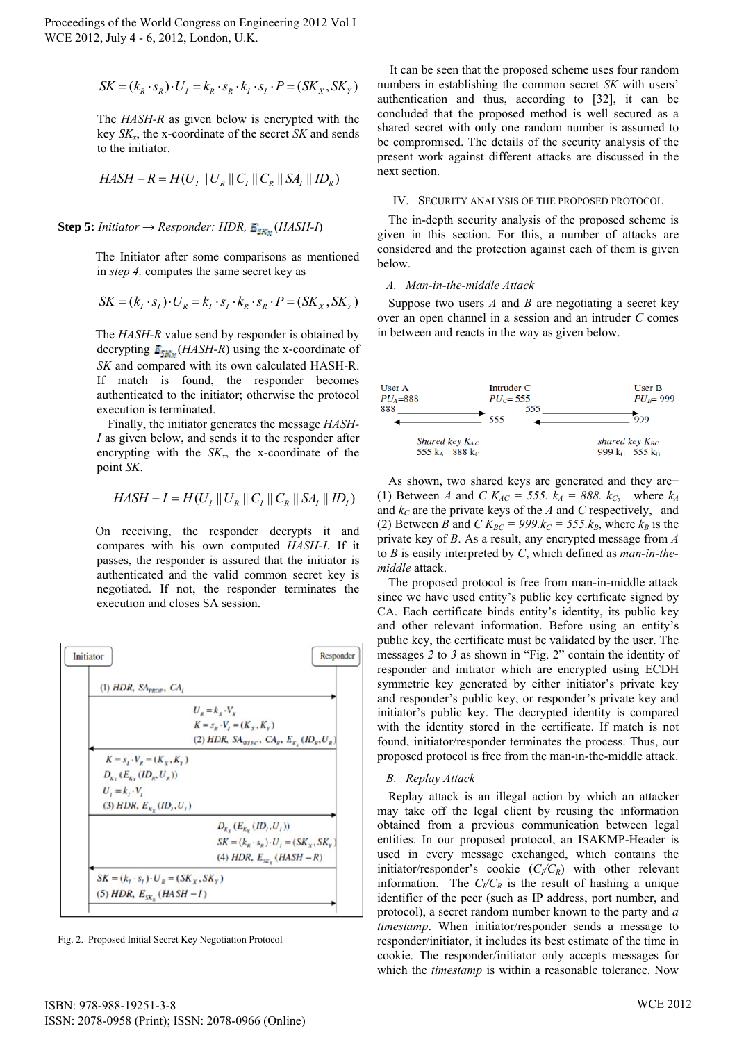$$SK = (k_R \cdot s_R) \cdot U_I = k_R \cdot s_R \cdot k_I \cdot s_I \cdot P = (SK_X, SK_Y)$$

The *HASH-R* as given below is encrypted with the key $SK_x$, the x-coordinate of the secret *SK* and sends to the initiator.

$$HASH - R = H(U_I \| U_R \| C_I \| C_R \| SA_I \| ID_R)$$

**Step 5:** *Initiator → Responder: HDR,* $E_{SK_X}$ *(HASH-I)*

The Initiator after some comparisons as mentioned in *step 4,* computes the same secret key as

$$SK = (k_I \cdot s_I) \cdot U_R = k_I \cdot s_I \cdot k_R \cdot s_R \cdot P = (SK_X, SK_Y)$$

The *HASH-R* value send by responder is obtained by decrypting $E_{SK_X}$*(HASH-R)* using the x-coordinate of *SK* and compared with its own calculated HASH-R. If match is found, the responder becomes authenticated to the initiator; otherwise the protocol execution is terminated.

Finally, the initiator generates the message *HASH-I* as given below, and sends it to the responder after encrypting with the $SK_x$, the x-coordinate of the point *SK*.

$$HASH - I = H(U_I \| U_R \| C_I \| C_R \| SA_I \| ID_I)$$

On receiving, the responder decrypts it and compares with his own computed *HASH-I*. If it passes, the responder is assured that the initiator is authenticated and the valid common secret key is negotiated. If not, the responder terminates the execution and closes SA session.

| Initiator | | Responder |
|---|---|---|
| (1) $HDR, SA_{PROP}, CA_I$ | → | |
| | ← | $U_R = k_R \cdot V_R$<br>$K = s_R \cdot V_I = (K_X, K_Y)$<br>(2) $HDR, SA_{SELEC}, CA_R, E_{K_X}(ID_R, U_R)$ |
| $K = s_I \cdot V_R = (K_X, K_Y)$<br>$D_{K_X}(E_{K_X}(ID_R, U_R))$<br>$U_I = k_I \cdot V_I$<br>(3) $HDR, E_{K_X}(ID_I, U_I)$ | → | |
| | ← | $D_{K_X}(E_{K_X}(ID_I, U_I))$<br>$SK = (k_R \cdot s_R) \cdot U_I = (SK_X, SK_Y)$<br>(4) $HDR, E_{SK_X}(HASH - R)$ |
| $SK = (k_I \cdot s_I) \cdot U_R = (SK_X, SK_Y)$<br>(5) $HDR, E_{SK_X}(HASH - I)$ | → | |

Fig. 2. Proposed Initial Secret Key Negotiation Protocol

It can be seen that the proposed scheme uses four random numbers in establishing the common secret *SK* with users' authentication and thus, according to [32], it can be concluded that the proposed method is well secured as a shared secret with only one random number is assumed to be compromised. The details of the security analysis of the present work against different attacks are discussed in the next section.

## IV. Security Analysis of the Proposed Protocol

The in-depth security analysis of the proposed scheme is given in this section. For this, a number of attacks are considered and the protection against each of them is given below.

### *A. Man-in-the-middle Attack*

Suppose two users *A* and *B* are negotiating a secret key over an open channel in a session and an intruder *C* comes in between and reacts in the way as given below.

| User A | Intruder C | User B |
|---|---|---|
| $PU_A$=888 | $PU_C$= 555 | $PU_B$= 999 |
| 888 → | 555 → | 999 |
| ← 555 | ← 999 | |
| Shared key $K_{AC}$<br>555 $k_A$= 888 $k_C$ | | Shared key $K_{BC}$<br>999 $k_C$= 555 $k_B$ |

As shown, two shared keys are generated and they are– (1) Between *A* and *C* $K_{AC}$ = *555.* $k_A$ = *888.* $k_C$, where $k_A$ and $k_C$ are the private keys of the *A* and *C* respectively, and (2) Between *B* and *C* $K_{BC}$ = *999.*$k_C$ = *555.*$k_B$, where $k_B$ is the private key of *B*. As a result, any encrypted message from *A* to *B* is easily interpreted by *C*, which defined as *man-in-the-middle* attack.

The proposed protocol is free from man-in-middle attack since we have used entity's public key certificate signed by CA. Each certificate binds entity's identity, its public key and other relevant information. Before using an entity's public key, the certificate must be validated by the user. The messages *2* to *3* as shown in "Fig. 2" contain the identity of responder and initiator which are encrypted using ECDH symmetric key generated by either initiator's private key and responder's public key, or responder's private key and initiator's public key. The decrypted identity is compared with the identity stored in the certificate. If match is not found, initiator/responder terminates the process. Thus, our proposed protocol is free from the man-in-the-middle attack.

### *B. Replay Attack*

Replay attack is an illegal action by which an attacker may take off the legal client by reusing the information obtained from a previous communication between legal entities. In our proposed protocol, an ISAKMP-Header is used in every message exchanged, which contains the initiator/responder's cookie ($C_I$/$C_R$) with other relevant information. The $C_I$/$C_R$ is the result of hashing a unique identifier of the peer (such as IP address, port number, and protocol), a secret random number known to the party and *a timestamp*. When initiator/responder sends a message to responder/initiator, it includes its best estimate of the time in cookie. The responder/initiator only accepts messages for which the *timestamp* is within a reasonable tolerance. Now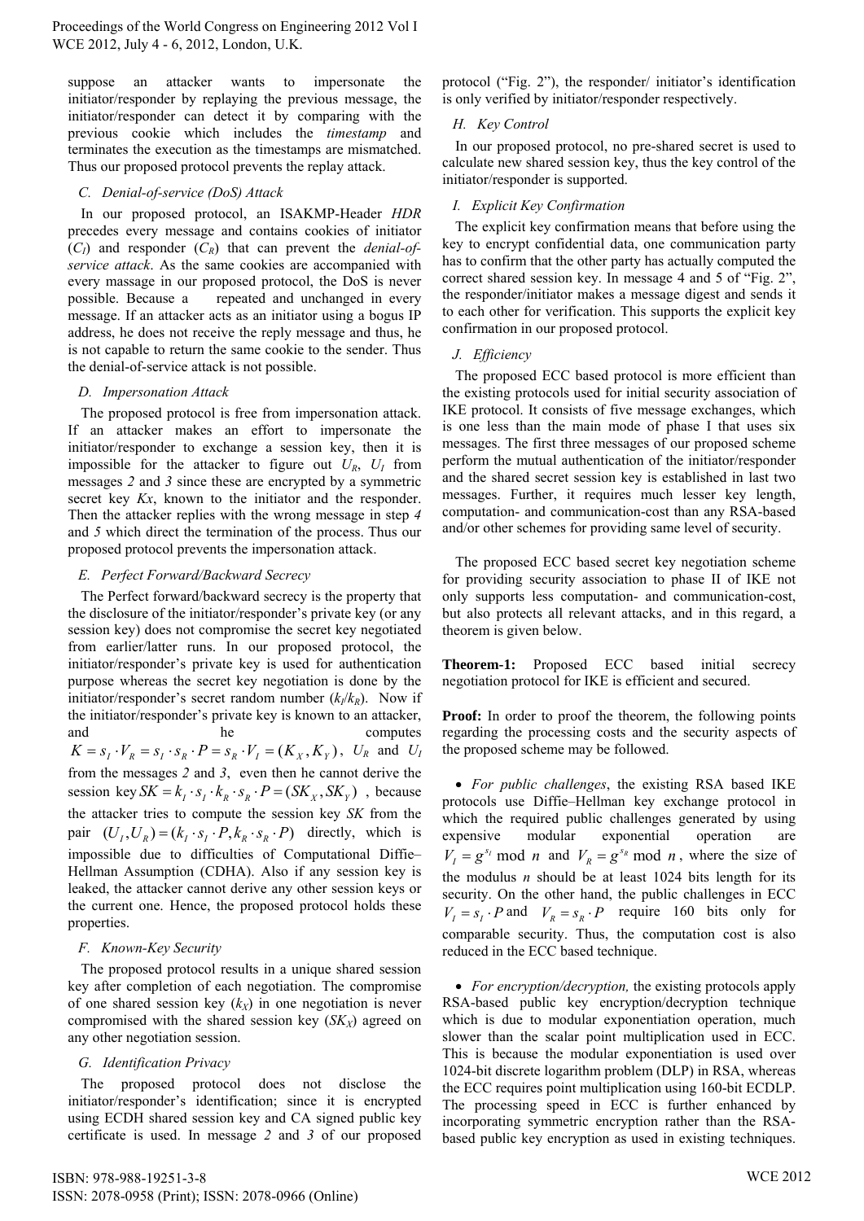suppose an attacker wants to impersonate the initiator/responder by replaying the previous message, the initiator/responder can detect it by comparing with the previous cookie which includes the *timestamp* and terminates the execution as the timestamps are mismatched. Thus our proposed protocol prevents the replay attack.

### C. Denial-of-service (DoS) Attack

In our proposed protocol, an ISAKMP-Header *HDR* precedes every message and contains cookies of initiator ($C_I$) and responder ($C_R$) that can prevent the *denial-of-service attack*. As the same cookies are accompanied with every massage in our proposed protocol, the DoS is never possible. Because a repeated and unchanged in every message. If an attacker acts as an initiator using a bogus IP address, he does not receive the reply message and thus, he is not capable to return the same cookie to the sender. Thus the denial-of-service attack is not possible.

### D. Impersonation Attack

The proposed protocol is free from impersonation attack. If an attacker makes an effort to impersonate the initiator/responder to exchange a session key, then it is impossible for the attacker to figure out $U_R$, $U_I$ from messages *2* and *3* since these are encrypted by a symmetric secret key *Kx*, known to the initiator and the responder. Then the attacker replies with the wrong message in step *4* and *5* which direct the termination of the process. Thus our proposed protocol prevents the impersonation attack.

### E. Perfect Forward/Backward Secrecy

The Perfect forward/backward secrecy is the property that the disclosure of the initiator/responder's private key (or any session key) does not compromise the secret key negotiated from earlier/latter runs. In our proposed protocol, the initiator/responder's private key is used for authentication purpose whereas the secret key negotiation is done by the initiator/responder's secret random number ($k_I/k_R$). Now if the initiator/responder's private key is known to an attacker, and he computes $K = s_I \cdot V_R = s_I \cdot s_R \cdot P = s_R \cdot V_I = (K_X, K_Y)$, $U_R$ and $U_I$ from the messages *2* and *3*, even then he cannot derive the session key $SK = k_I \cdot s_I \cdot k_R \cdot s_R \cdot P = (SK_X, SK_Y)$ , because the attacker tries to compute the session key *SK* from the pair $(U_I, U_R) = (k_I \cdot s_I \cdot P, k_R \cdot s_R \cdot P)$ directly, which is impossible due to difficulties of Computational Diffie–Hellman Assumption (CDHA). Also if any session key is leaked, the attacker cannot derive any other session keys or the current one. Hence, the proposed protocol holds these properties.

### F. Known-Key Security

The proposed protocol results in a unique shared session key after completion of each negotiation. The compromise of one shared session key ($k_X$) in one negotiation is never compromised with the shared session key ($SK_X$) agreed on any other negotiation session.

### G. Identification Privacy

The proposed protocol does not disclose the initiator/responder's identification; since it is encrypted using ECDH shared session key and CA signed public key certificate is used. In message *2* and *3* of our proposed protocol ("Fig. 2"), the responder/ initiator's identification is only verified by initiator/responder respectively.

### H. Key Control

In our proposed protocol, no pre-shared secret is used to calculate new shared session key, thus the key control of the initiator/responder is supported.

### I. Explicit Key Confirmation

The explicit key confirmation means that before using the key to encrypt confidential data, one communication party has to confirm that the other party has actually computed the correct shared session key. In message 4 and 5 of "Fig. 2", the responder/initiator makes a message digest and sends it to each other for verification. This supports the explicit key confirmation in our proposed protocol.

### J. Efficiency

The proposed ECC based protocol is more efficient than the existing protocols used for initial security association of IKE protocol. It consists of five message exchanges, which is one less than the main mode of phase I that uses six messages. The first three messages of our proposed scheme perform the mutual authentication of the initiator/responder and the shared secret session key is established in last two messages. Further, it requires much lesser key length, computation- and communication-cost than any RSA-based and/or other schemes for providing same level of security.

The proposed ECC based secret key negotiation scheme for providing security association to phase II of IKE not only supports less computation- and communication-cost, but also protects all relevant attacks, and in this regard, a theorem is given below.

**Theorem-1:** Proposed ECC based initial secrecy negotiation protocol for IKE is efficient and secured.

**Proof:** In order to proof the theorem, the following points regarding the processing costs and the security aspects of the proposed scheme may be followed.

- *For public challenges*, the existing RSA based IKE protocols use Diffie–Hellman key exchange protocol in which the required public challenges generated by using expensive modular exponential operation are $V_I = g^{s_I} \bmod n$ and $V_R = g^{s_R} \bmod n$, where the size of the modulus *n* should be at least 1024 bits length for its security. On the other hand, the public challenges in ECC $V_I = s_I \cdot P$ and $V_R = s_R \cdot P$ require 160 bits only for comparable security. Thus, the computation cost is also reduced in the ECC based technique.

- *For encryption/decryption,* the existing protocols apply RSA-based public key encryption/decryption technique which is due to modular exponentiation operation, much slower than the scalar point multiplication used in ECC. This is because the modular exponentiation is used over 1024-bit discrete logarithm problem (DLP) in RSA, whereas the ECC requires point multiplication using 160-bit ECDLP. The processing speed in ECC is further enhanced by incorporating symmetric encryption rather than the RSA-based public key encryption as used in existing techniques.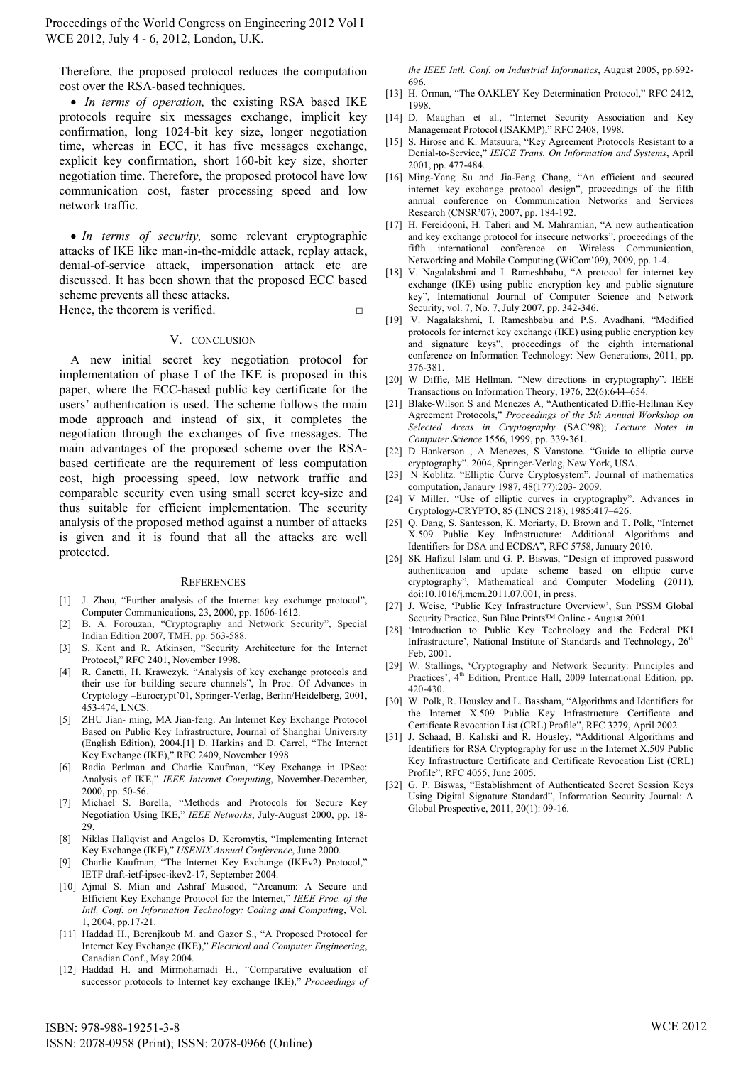Therefore, the proposed protocol reduces the computation cost over the RSA-based techniques.

- *In terms of operation,* the existing RSA based IKE protocols require six messages exchange, implicit key confirmation, long 1024-bit key size, longer negotiation time, whereas in ECC, it has five messages exchange, explicit key confirmation, short 160-bit key size, shorter negotiation time. Therefore, the proposed protocol have low communication cost, faster processing speed and low network traffic.

- *In terms of security,* some relevant cryptographic attacks of IKE like man-in-the-middle attack, replay attack, denial-of-service attack, impersonation attack etc are discussed. It has been shown that the proposed ECC based scheme prevents all these attacks.

Hence, the theorem is verified. □

## V. CONCLUSION

A new initial secret key negotiation protocol for implementation of phase I of the IKE is proposed in this paper, where the ECC-based public key certificate for the users' authentication is used. The scheme follows the main mode approach and instead of six, it completes the negotiation through the exchanges of five messages. The main advantages of the proposed scheme over the RSA-based certificate are the requirement of less computation cost, high processing speed, low network traffic and comparable security even using small secret key-size and thus suitable for efficient implementation. The security analysis of the proposed method against a number of attacks is given and it is found that all the attacks are well protected.

## REFERENCES

[1] J. Zhou, "Further analysis of the Internet key exchange protocol", Computer Communications, 23, 2000, pp. 1606-1612.

[2] B. A. Forouzan, "Cryptography and Network Security", Special Indian Edition 2007, TMH, pp. 563-588.

[3] S. Kent and R. Atkinson, "Security Architecture for the Internet Protocol," RFC 2401, November 1998.

[4] R. Canetti, H. Krawczyk. "Analysis of key exchange protocols and their use for building secure channels", In Proc. Of Advances in Cryptology –Eurocrypt'01, Springer-Verlag, Berlin/Heidelberg, 2001, 453-474, LNCS.

[5] ZHU Jian- ming, MA Jian-feng. An Internet Key Exchange Protocol Based on Public Key Infrastructure, Journal of Shanghai University (English Edition), 2004.[1] D. Harkins and D. Carrel, "The Internet Key Exchange (IKE)," RFC 2409, November 1998.

[6] Radia Perlman and Charlie Kaufman, "Key Exchange in IPSec: Analysis of IKE," *IEEE Internet Computing*, November-December, 2000, pp. 50-56.

[7] Michael S. Borella, "Methods and Protocols for Secure Key Negotiation Using IKE," *IEEE Networks*, July-August 2000, pp. 18-29.

[8] Niklas Hallqvist and Angelos D. Keromytis, "Implementing Internet Key Exchange (IKE)," *USENIX Annual Conference*, June 2000.

[9] Charlie Kaufman, "The Internet Key Exchange (IKEv2) Protocol," IETF draft-ietf-ipsec-ikev2-17, September 2004.

[10] Ajmal S. Mian and Ashraf Masood, "Arcanum: A Secure and Efficient Key Exchange Protocol for the Internet," *IEEE Proc. of the Intl. Conf. on Information Technology: Coding and Computing*, Vol. 1, 2004, pp.17-21.

[11] Haddad H., Berenjkoub M. and Gazor S., "A Proposed Protocol for Internet Key Exchange (IKE)," *Electrical and Computer Engineering*, Canadian Conf., May 2004.

[12] Haddad H. and Mirmohamadi H., "Comparative evaluation of successor protocols to Internet key exchange IKE)," *Proceedings of the IEEE Intl. Conf. on Industrial Informatics*, August 2005, pp.692-696.

[13] H. Orman, "The OAKLEY Key Determination Protocol," RFC 2412, 1998.

[14] D. Maughan et al., "Internet Security Association and Key Management Protocol (ISAKMP)," RFC 2408, 1998.

[15] S. Hirose and K. Matsuura, "Key Agreement Protocols Resistant to a Denial-to-Service," *IEICE Trans. On Information and Systems*, April 2001, pp. 477-484.

[16] Ming-Yang Su and Jia-Feng Chang, "An efficient and secured internet key exchange protocol design", proceedings of the fifth annual conference on Communication Networks and Services Research (CNSR'07), 2007, pp. 184-192.

[17] H. Fereidooni, H. Taheri and M. Mahramian, "A new authentication and key exchange protocol for insecure networks", proceedings of the fifth international conference on Wireless Communication, Networking and Mobile Computing (WiCom'09), 2009, pp. 1-4.

[18] V. Nagalakshmi and I. Rameshbabu, "A protocol for internet key exchange (IKE) using public encryption key and public signature key", International Journal of Computer Science and Network Security, vol. 7, No. 7, July 2007, pp. 342-346.

[19] V. Nagalakshmi, I. Rameshbabu and P.S. Avadhani, "Modified protocols for internet key exchange (IKE) using public encryption key and signature keys", proceedings of the eighth international conference on Information Technology: New Generations, 2011, pp. 376-381.

[20] W Diffie, ME Hellman. "New directions in cryptography". IEEE Transactions on Information Theory, 1976, 22(6):644–654.

[21] Blake-Wilson S and Menezes A, "Authenticated Diffie-Hellman Key Agreement Protocols," *Proceedings of the 5th Annual Workshop on Selected Areas in Cryptography* (SAC'98); *Lecture Notes in Computer Science* 1556, 1999, pp. 339-361.

[22] D Hankerson , A Menezes, S Vanstone. "Guide to elliptic curve cryptography". 2004, Springer-Verlag, New York, USA.

[23] N Koblitz. "Elliptic Curve Cryptosystem". Journal of mathematics computation, Janaury 1987, 48(177):203- 2009.

[24] V Miller. "Use of elliptic curves in cryptography". Advances in Cryptology-CRYPTO, 85 (LNCS 218), 1985:417–426.

[25] Q. Dang, S. Santesson, K. Moriarty, D. Brown and T. Polk, "Internet X.509 Public Key Infrastructure: Additional Algorithms and Identifiers for DSA and ECDSA", RFC 5758, January 2010.

[26] SK Hafizul Islam and G. P. Biswas, "Design of improved password authentication and update scheme based on elliptic curve cryptography", Mathematical and Computer Modeling (2011), doi:10.1016/j.mcm.2011.07.001, in press.

[27] J. Weise, 'Public Key Infrastructure Overview', Sun PSSM Global Security Practice, Sun Blue Prints™ Online - August 2001.

[28] 'Introduction to Public Key Technology and the Federal PKI Infrastructure', National Institute of Standards and Technology, 26th Feb, 2001.

[29] W. Stallings, 'Cryptography and Network Security: Principles and Practices', 4th Edition, Prentice Hall, 2009 International Edition, pp. 420-430.

[30] W. Polk, R. Housley and L. Bassham, "Algorithms and Identifiers for the Internet X.509 Public Key Infrastructure Certificate and Certificate Revocation List (CRL) Profile", RFC 3279, April 2002.

[31] J. Schaad, B. Kaliski and R. Housley, "Additional Algorithms and Identifiers for RSA Cryptography for use in the Internet X.509 Public Key Infrastructure Certificate and Certificate Revocation List (CRL) Profile", RFC 4055, June 2005.

[32] G. P. Biswas, "Establishment of Authenticated Secret Session Keys Using Digital Signature Standard", Information Security Journal: A Global Prospective, 2011, 20(1): 09-16.